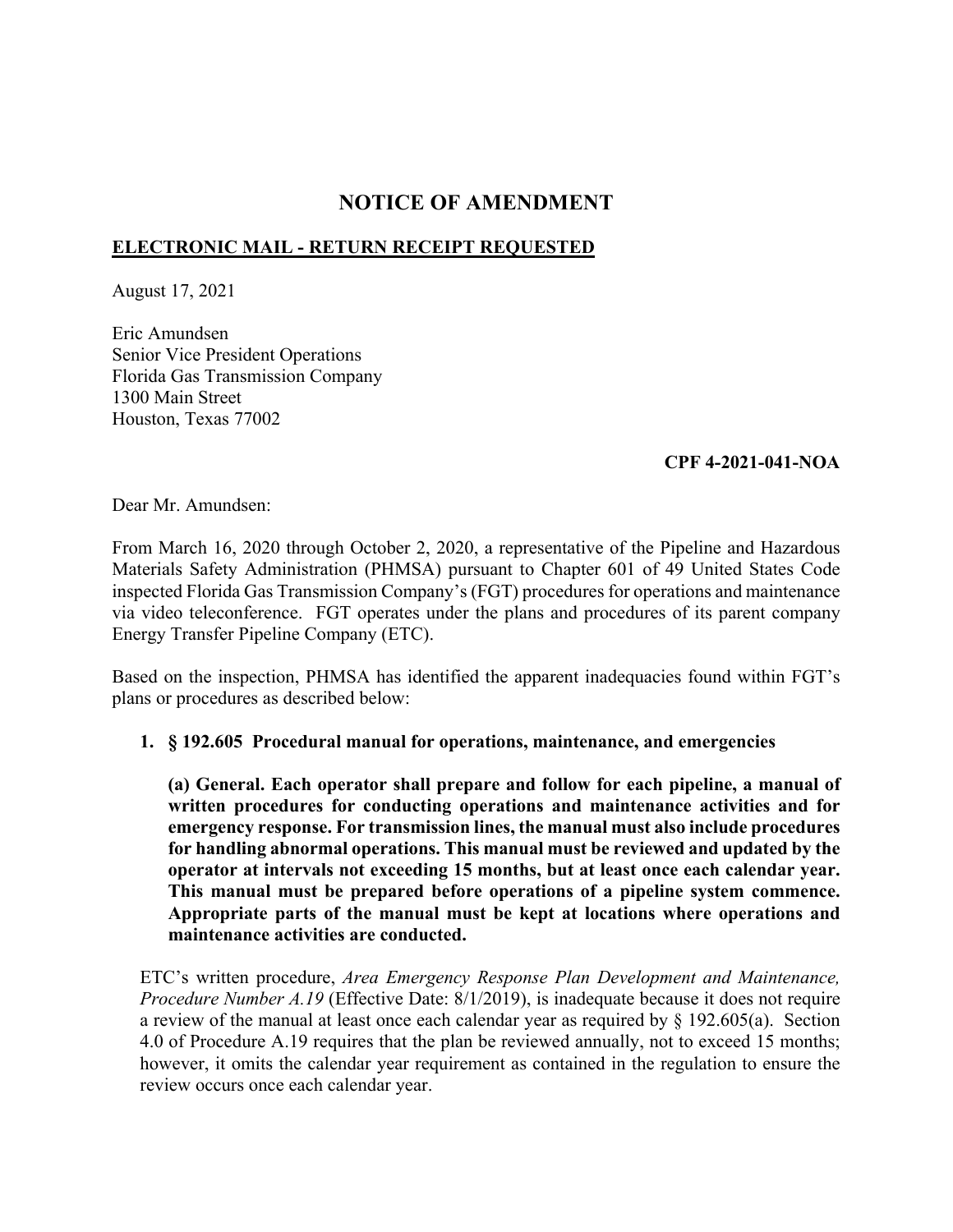# NOTICE OF AMENDMENT

**ELECTRONIC MAIL - RETURN RECEIPT REQUESTED**

August 17, 2021

Eric Amundsen
Senior Vice President Operations
Florida Gas Transmission Company
1300 Main Street
Houston, Texas 77002

**CPF 4-2021-041-NOA**

Dear Mr. Amundsen:

From March 16, 2020 through October 2, 2020, a representative of the Pipeline and Hazardous Materials Safety Administration (PHMSA) pursuant to Chapter 601 of 49 United States Code inspected Florida Gas Transmission Company's (FGT) procedures for operations and maintenance via video teleconference. FGT operates under the plans and procedures of its parent company Energy Transfer Pipeline Company (ETC).

Based on the inspection, PHMSA has identified the apparent inadequacies found within FGT's plans or procedures as described below:

1. **§ 192.605 Procedural manual for operations, maintenance, and emergencies**

   **(a) General. Each operator shall prepare and follow for each pipeline, a manual of written procedures for conducting operations and maintenance activities and for emergency response. For transmission lines, the manual must also include procedures for handling abnormal operations. This manual must be reviewed and updated by the operator at intervals not exceeding 15 months, but at least once each calendar year. This manual must be prepared before operations of a pipeline system commence. Appropriate parts of the manual must be kept at locations where operations and maintenance activities are conducted.**

   ETC's written procedure, *Area Emergency Response Plan Development and Maintenance, Procedure Number A.19* (Effective Date: 8/1/2019), is inadequate because it does not require a review of the manual at least once each calendar year as required by § 192.605(a). Section 4.0 of Procedure A.19 requires that the plan be reviewed annually, not to exceed 15 months; however, it omits the calendar year requirement as contained in the regulation to ensure the review occurs once each calendar year.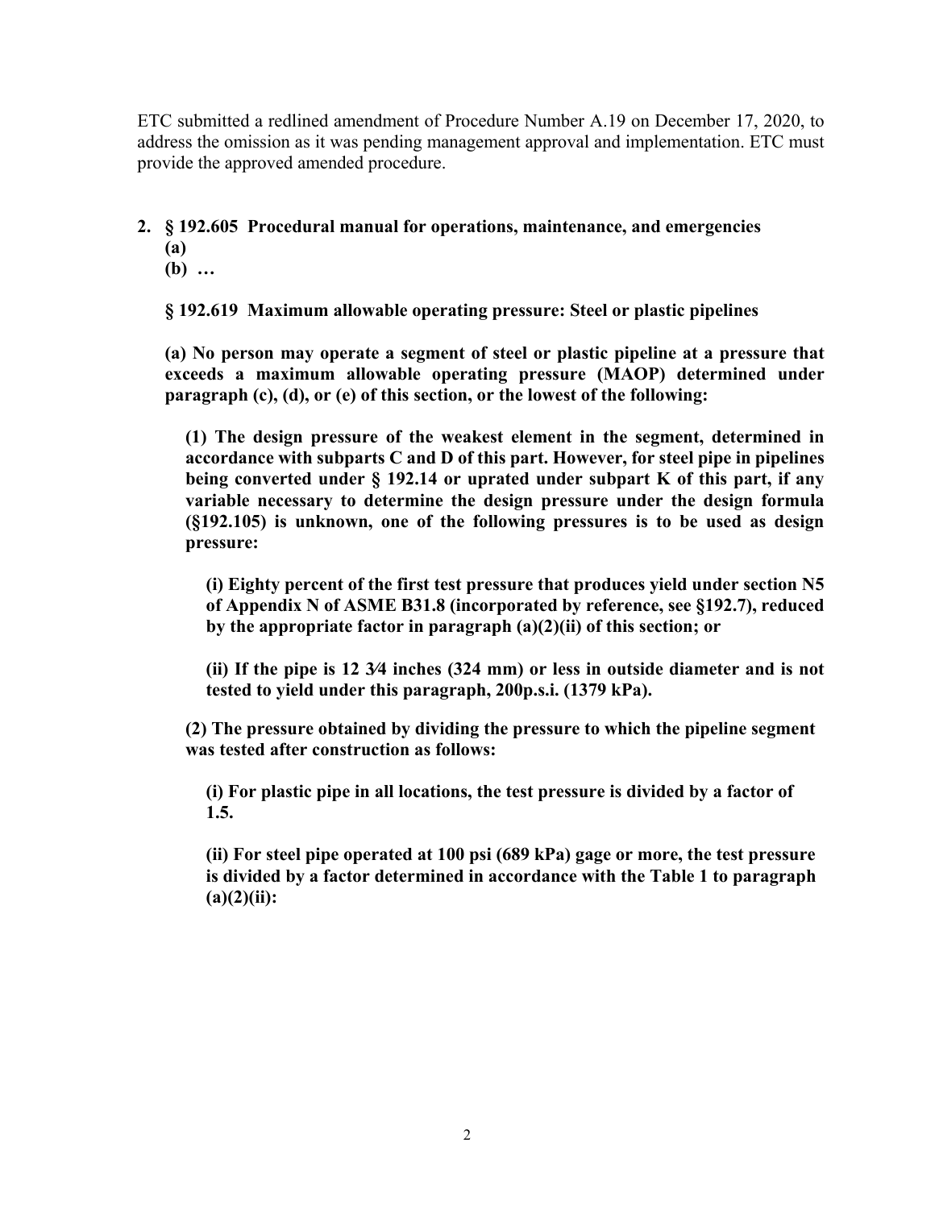ETC submitted a redlined amendment of Procedure Number A.19 on December 17, 2020, to address the omission as it was pending management approval and implementation. ETC must provide the approved amended procedure.

2. **§ 192.605 Procedural manual for operations, maintenance, and emergencies**
   **(a)**
   **(b) …**

   **§ 192.619 Maximum allowable operating pressure: Steel or plastic pipelines**

   **(a) No person may operate a segment of steel or plastic pipeline at a pressure that exceeds a maximum allowable operating pressure (MAOP) determined under paragraph (c), (d), or (e) of this section, or the lowest of the following:**

   **(1) The design pressure of the weakest element in the segment, determined in accordance with subparts C and D of this part. However, for steel pipe in pipelines being converted under § 192.14 or uprated under subpart K of this part, if any variable necessary to determine the design pressure under the design formula (§192.105) is unknown, one of the following pressures is to be used as design pressure:**

   **(i) Eighty percent of the first test pressure that produces yield under section N5 of Appendix N of ASME B31.8 (incorporated by reference, see §192.7), reduced by the appropriate factor in paragraph (a)(2)(ii) of this section; or**

   **(ii) If the pipe is 12 3⁄4 inches (324 mm) or less in outside diameter and is not tested to yield under this paragraph, 200p.s.i. (1379 kPa).**

   **(2) The pressure obtained by dividing the pressure to which the pipeline segment was tested after construction as follows:**

   **(i) For plastic pipe in all locations, the test pressure is divided by a factor of 1.5.**

   **(ii) For steel pipe operated at 100 psi (689 kPa) gage or more, the test pressure is divided by a factor determined in accordance with the Table 1 to paragraph (a)(2)(ii):**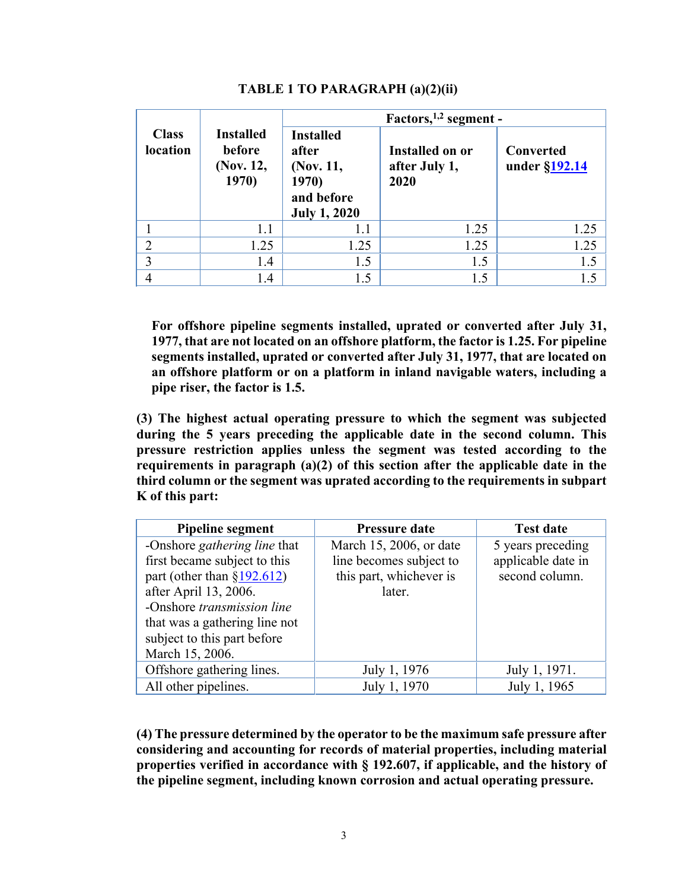**TABLE 1 TO PARAGRAPH (a)(2)(ii)**

| Class location | Installed before (Nov. 12, 1970) | Factors,[1,2] segment - | | |
|---|---|---|---|---|
| | | Installed after (Nov. 11, 1970) and before July 1, 2020 | Installed on or after July 1, 2020 | Converted under §192.14 |
| 1 | 1.1 | 1.1 | 1.25 | 1.25 |
| 2 | 1.25 | 1.25 | 1.25 | 1.25 |
| 3 | 1.4 | 1.5 | 1.5 | 1.5 |
| 4 | 1.4 | 1.5 | 1.5 | 1.5 |

**For offshore pipeline segments installed, uprated or converted after July 31, 1977, that are not located on an offshore platform, the factor is 1.25. For pipeline segments installed, uprated or converted after July 31, 1977, that are located on an offshore platform or on a platform in inland navigable waters, including a pipe riser, the factor is 1.5.**

**(3) The highest actual operating pressure to which the segment was subjected during the 5 years preceding the applicable date in the second column. This pressure restriction applies unless the segment was tested according to the requirements in paragraph (a)(2) of this section after the applicable date in the third column or the segment was uprated according to the requirements in subpart K of this part:**

| Pipeline segment | Pressure date | Test date |
|---|---|---|
| -Onshore *gathering line* that first became subject to this part (other than §192.612) after April 13, 2006. -Onshore *transmission line* that was a gathering line not subject to this part before March 15, 2006. | March 15, 2006, or date line becomes subject to this part, whichever is later. | 5 years preceding applicable date in second column. |
| Offshore gathering lines. | July 1, 1976 | July 1, 1971. |
| All other pipelines. | July 1, 1970 | July 1, 1965 |

**(4) The pressure determined by the operator to be the maximum safe pressure after considering and accounting for records of material properties, including material properties verified in accordance with § 192.607, if applicable, and the history of the pipeline segment, including known corrosion and actual operating pressure.**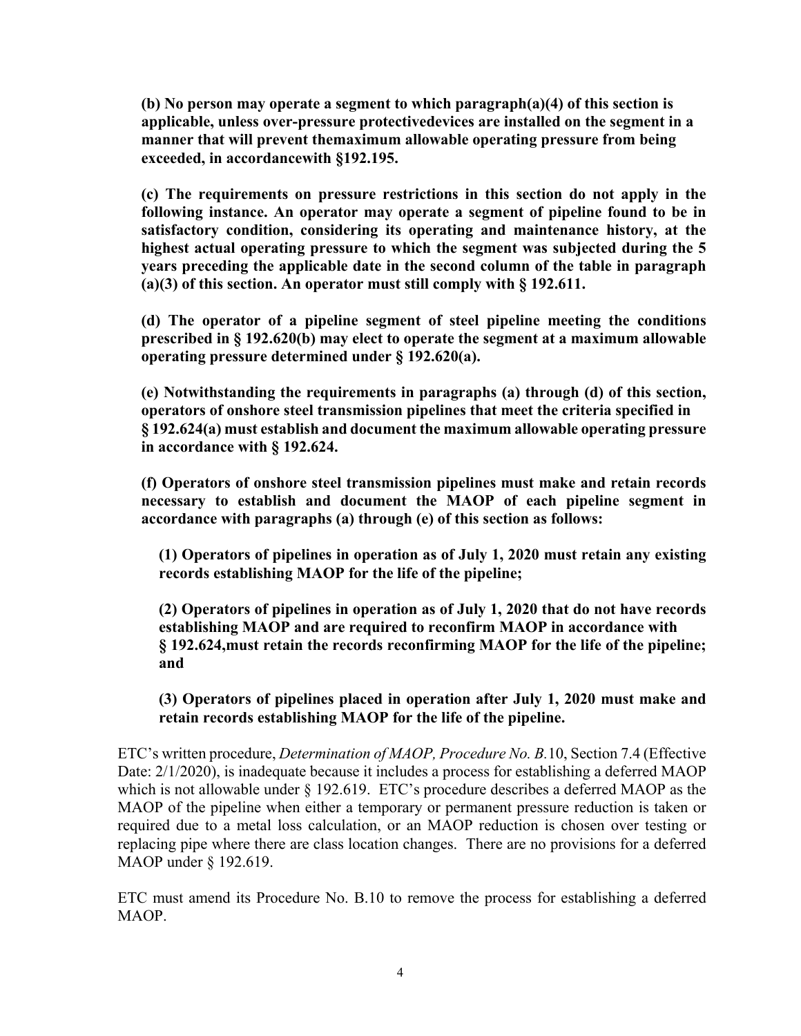**(b) No person may operate a segment to which paragraph(a)(4) of this section is applicable, unless over-pressure protectivedevices are installed on the segment in a manner that will prevent themaximum allowable operating pressure from being exceeded, in accordancewith §192.195.**

**(c) The requirements on pressure restrictions in this section do not apply in the following instance. An operator may operate a segment of pipeline found to be in satisfactory condition, considering its operating and maintenance history, at the highest actual operating pressure to which the segment was subjected during the 5 years preceding the applicable date in the second column of the table in paragraph (a)(3) of this section. An operator must still comply with § 192.611.**

**(d) The operator of a pipeline segment of steel pipeline meeting the conditions prescribed in § 192.620(b) may elect to operate the segment at a maximum allowable operating pressure determined under § 192.620(a).**

**(e) Notwithstanding the requirements in paragraphs (a) through (d) of this section, operators of onshore steel transmission pipelines that meet the criteria specified in § 192.624(a) must establish and document the maximum allowable operating pressure in accordance with § 192.624.**

**(f) Operators of onshore steel transmission pipelines must make and retain records necessary to establish and document the MAOP of each pipeline segment in accordance with paragraphs (a) through (e) of this section as follows:**

> **(1) Operators of pipelines in operation as of July 1, 2020 must retain any existing records establishing MAOP for the life of the pipeline;**
>
> **(2) Operators of pipelines in operation as of July 1, 2020 that do not have records establishing MAOP and are required to reconfirm MAOP in accordance with § 192.624,must retain the records reconfirming MAOP for the life of the pipeline; and**
>
> **(3) Operators of pipelines placed in operation after July 1, 2020 must make and retain records establishing MAOP for the life of the pipeline.**

ETC's written procedure, *Determination of MAOP, Procedure No. B.*10, Section 7.4 (Effective Date: 2/1/2020), is inadequate because it includes a process for establishing a deferred MAOP which is not allowable under § 192.619. ETC's procedure describes a deferred MAOP as the MAOP of the pipeline when either a temporary or permanent pressure reduction is taken or required due to a metal loss calculation, or an MAOP reduction is chosen over testing or replacing pipe where there are class location changes. There are no provisions for a deferred MAOP under § 192.619.

ETC must amend its Procedure No. B.10 to remove the process for establishing a deferred MAOP.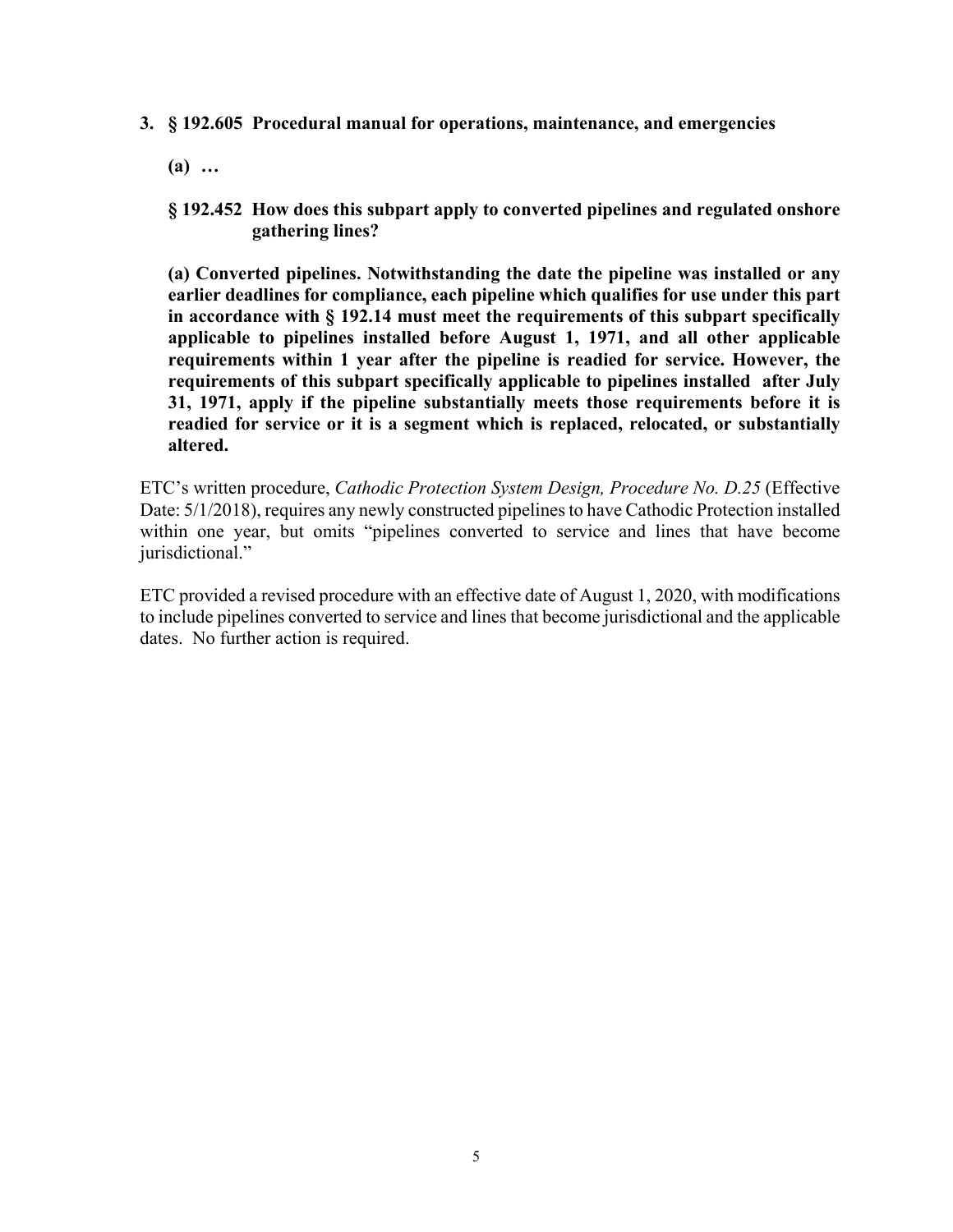**3. § 192.605 Procedural manual for operations, maintenance, and emergencies**

**(a) …**

**§ 192.452 How does this subpart apply to converted pipelines and regulated onshore gathering lines?**

**(a) Converted pipelines. Notwithstanding the date the pipeline was installed or any earlier deadlines for compliance, each pipeline which qualifies for use under this part in accordance with § 192.14 must meet the requirements of this subpart specifically applicable to pipelines installed before August 1, 1971, and all other applicable requirements within 1 year after the pipeline is readied for service. However, the requirements of this subpart specifically applicable to pipelines installed after July 31, 1971, apply if the pipeline substantially meets those requirements before it is readied for service or it is a segment which is replaced, relocated, or substantially altered.**

ETC's written procedure, *Cathodic Protection System Design, Procedure No. D.25* (Effective Date: 5/1/2018), requires any newly constructed pipelines to have Cathodic Protection installed within one year, but omits "pipelines converted to service and lines that have become jurisdictional."

ETC provided a revised procedure with an effective date of August 1, 2020, with modifications to include pipelines converted to service and lines that become jurisdictional and the applicable dates. No further action is required.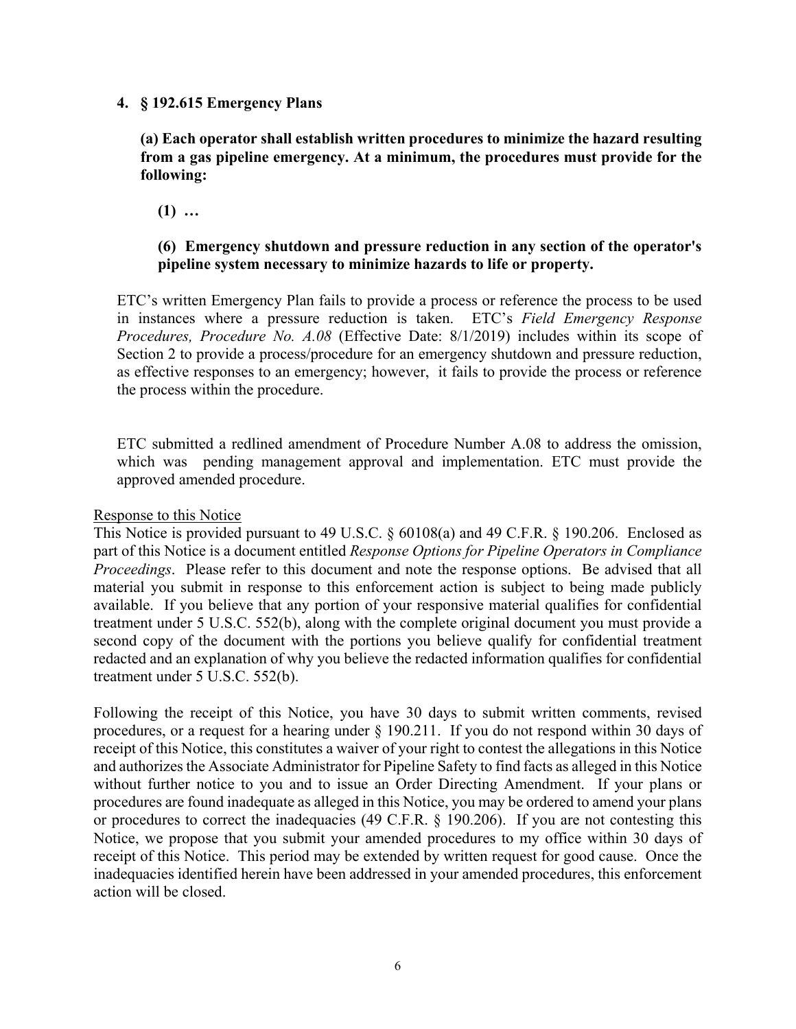**4. § 192.615 Emergency Plans**

**(a) Each operator shall establish written procedures to minimize the hazard resulting from a gas pipeline emergency. At a minimum, the procedures must provide for the following:**

**(1) …**

**(6) Emergency shutdown and pressure reduction in any section of the operator's pipeline system necessary to minimize hazards to life or property.**

ETC's written Emergency Plan fails to provide a process or reference the process to be used in instances where a pressure reduction is taken. ETC's *Field Emergency Response Procedures, Procedure No. A.08* (Effective Date: 8/1/2019) includes within its scope of Section 2 to provide a process/procedure for an emergency shutdown and pressure reduction, as effective responses to an emergency; however, it fails to provide the process or reference the process within the procedure.

ETC submitted a redlined amendment of Procedure Number A.08 to address the omission, which was pending management approval and implementation. ETC must provide the approved amended procedure.

Response to this Notice

This Notice is provided pursuant to 49 U.S.C. § 60108(a) and 49 C.F.R. § 190.206. Enclosed as part of this Notice is a document entitled *Response Options for Pipeline Operators in Compliance Proceedings*. Please refer to this document and note the response options. Be advised that all material you submit in response to this enforcement action is subject to being made publicly available. If you believe that any portion of your responsive material qualifies for confidential treatment under 5 U.S.C. 552(b), along with the complete original document you must provide a second copy of the document with the portions you believe qualify for confidential treatment redacted and an explanation of why you believe the redacted information qualifies for confidential treatment under 5 U.S.C. 552(b).

Following the receipt of this Notice, you have 30 days to submit written comments, revised procedures, or a request for a hearing under § 190.211. If you do not respond within 30 days of receipt of this Notice, this constitutes a waiver of your right to contest the allegations in this Notice and authorizes the Associate Administrator for Pipeline Safety to find facts as alleged in this Notice without further notice to you and to issue an Order Directing Amendment. If your plans or procedures are found inadequate as alleged in this Notice, you may be ordered to amend your plans or procedures to correct the inadequacies (49 C.F.R. § 190.206). If you are not contesting this Notice, we propose that you submit your amended procedures to my office within 30 days of receipt of this Notice. This period may be extended by written request for good cause. Once the inadequacies identified herein have been addressed in your amended procedures, this enforcement action will be closed.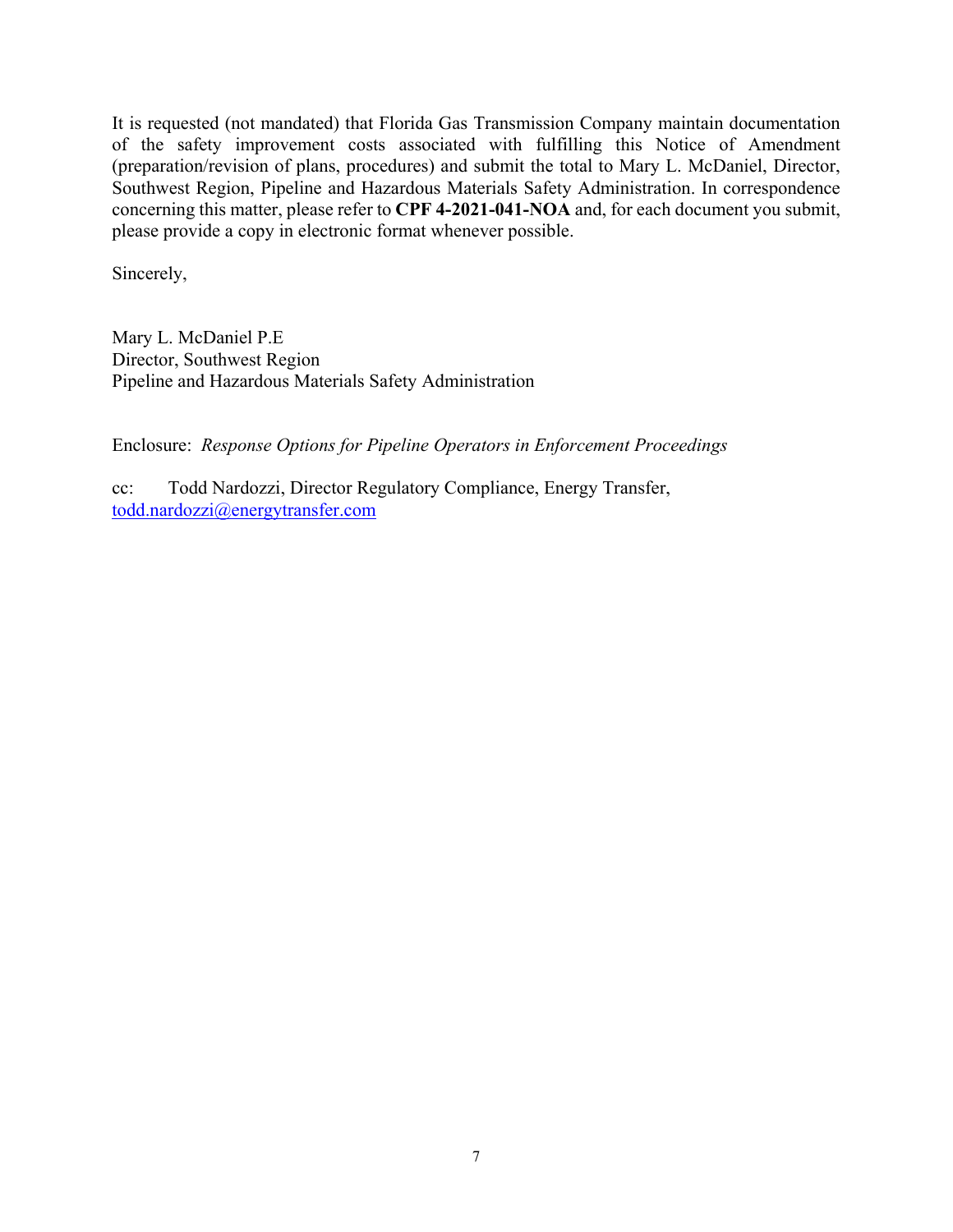It is requested (not mandated) that Florida Gas Transmission Company maintain documentation of the safety improvement costs associated with fulfilling this Notice of Amendment (preparation/revision of plans, procedures) and submit the total to Mary L. McDaniel, Director, Southwest Region, Pipeline and Hazardous Materials Safety Administration. In correspondence concerning this matter, please refer to **CPF 4-2021-041-NOA** and, for each document you submit, please provide a copy in electronic format whenever possible.

Sincerely,

Mary L. McDaniel P.E  
Director, Southwest Region  
Pipeline and Hazardous Materials Safety Administration

Enclosure: *Response Options for Pipeline Operators in Enforcement Proceedings*

cc: Todd Nardozzi, Director Regulatory Compliance, Energy Transfer, todd.nardozzi@energytransfer.com